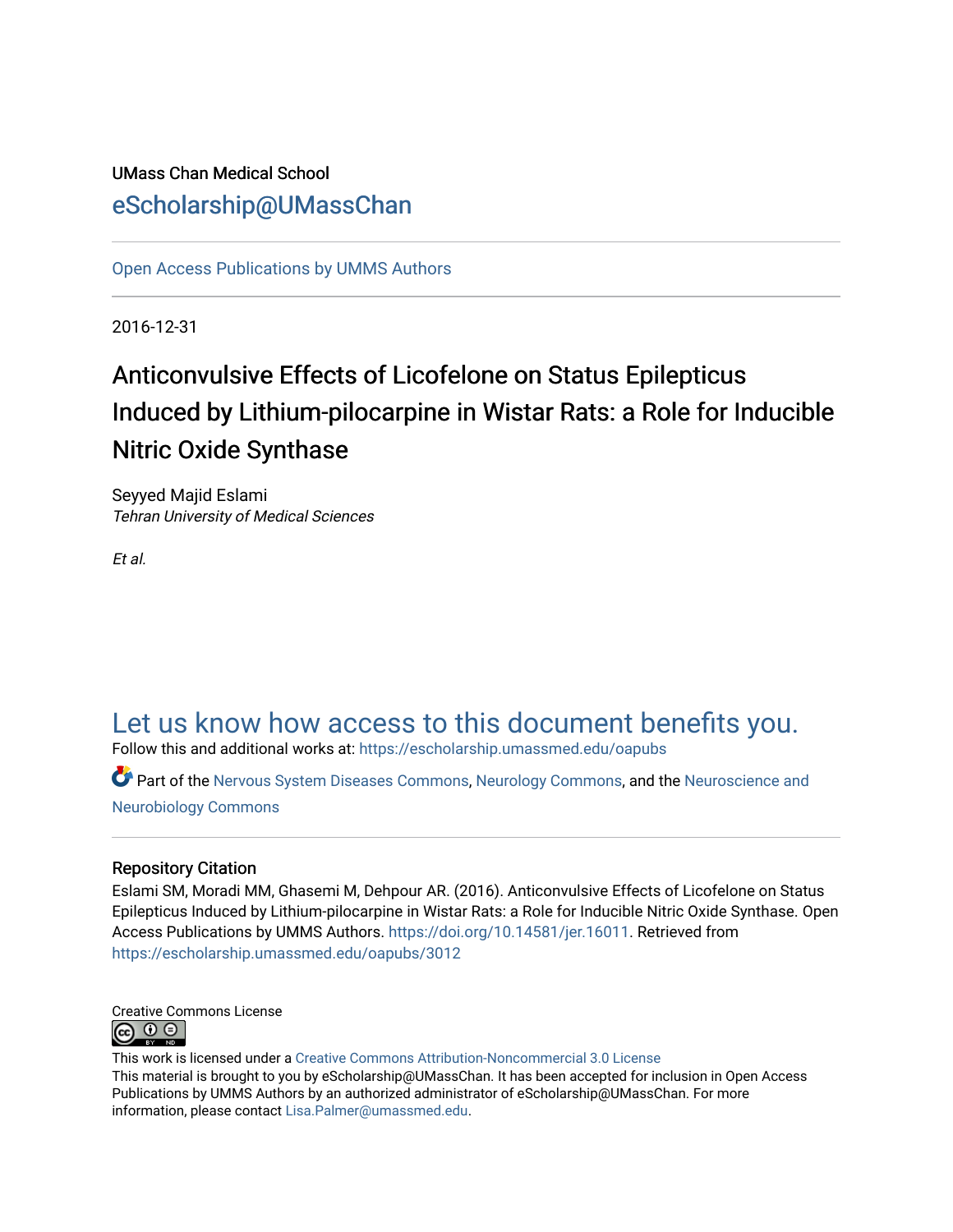UMass Chan Medical School

eScholarship@UMassChan

Open Access Publications by UMMS Authors

2016-12-31

# Anticonvulsive Effects of Licofelone on Status Epilepticus Induced by Lithium-pilocarpine in Wistar Rats: a Role for Inducible Nitric Oxide Synthase

Seyyed Majid Eslami
*Tehran University of Medical Sciences*

*Et al.*

Let us know how access to this document benefits you.

Follow this and additional works at: https://escholarship.umassmed.edu/oapubs

Part of the Nervous System Diseases Commons, Neurology Commons, and the Neuroscience and Neurobiology Commons

## Repository Citation

Eslami SM, Moradi MM, Ghasemi M, Dehpour AR. (2016). Anticonvulsive Effects of Licofelone on Status Epilepticus Induced by Lithium-pilocarpine in Wistar Rats: a Role for Inducible Nitric Oxide Synthase. Open Access Publications by UMMS Authors. https://doi.org/10.14581/jer.16011. Retrieved from https://escholarship.umassmed.edu/oapubs/3012

Creative Commons License

This work is licensed under a Creative Commons Attribution-Noncommercial 3.0 License

This material is brought to you by eScholarship@UMassChan. It has been accepted for inclusion in Open Access Publications by UMMS Authors by an authorized administrator of eScholarship@UMassChan. For more information, please contact Lisa.Palmer@umassmed.edu.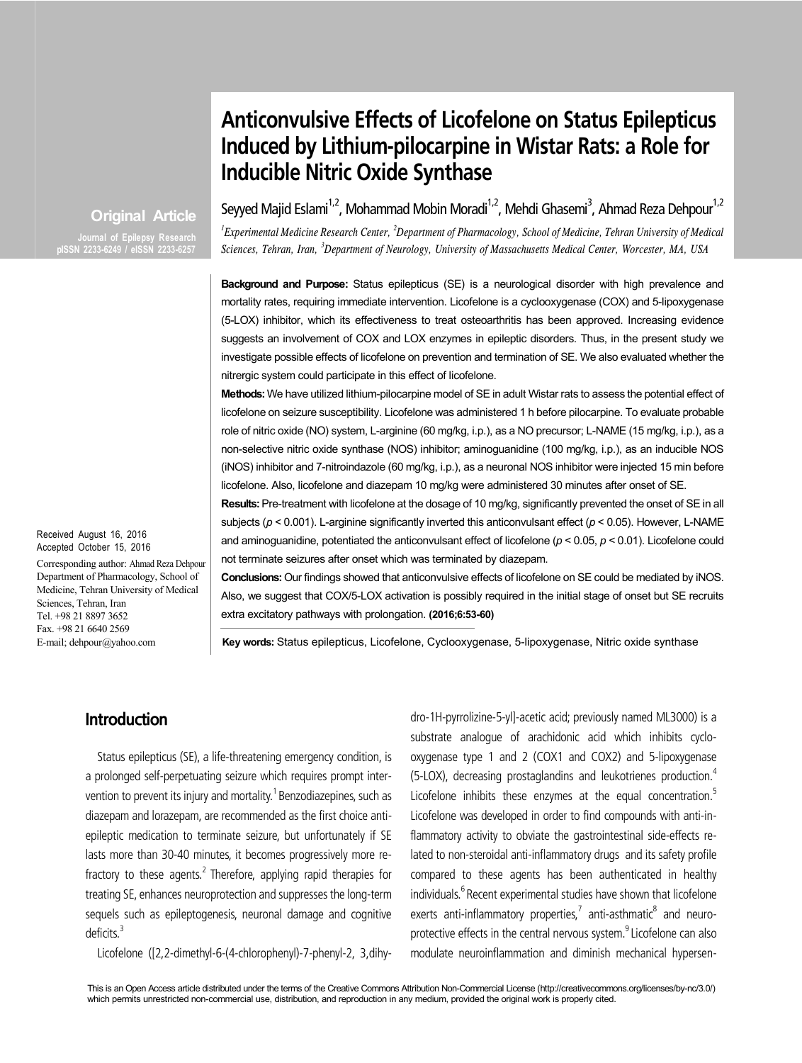# Anticonvulsive Effects of Licofelone on Status Epilepticus Induced by Lithium-pilocarpine in Wistar Rats: a Role for Inducible Nitric Oxide Synthase

Seyyed Majid Eslami[1,2], Mohammad Mobin Moradi[1,2], Mehdi Ghasemi[3], Ahmad Reza Dehpour[1,2]

[1]*Experimental Medicine Research Center,* [2]*Department of Pharmacology, School of Medicine, Tehran University of Medical Sciences, Tehran, Iran,* [3]*Department of Neurology, University of Massachusetts Medical Center, Worcester, MA, USA*

**Original Article**

Journal of Epilepsy Research
pISSN 2233-6249 / eISSN 2233-6257

**Background and Purpose:** Status epilepticus (SE) is a neurological disorder with high prevalence and mortality rates, requiring immediate intervention. Licofelone is a cyclooxygenase (COX) and 5-lipoxygenase (5-LOX) inhibitor, which its effectiveness to treat osteoarthritis has been approved. Increasing evidence suggests an involvement of COX and LOX enzymes in epileptic disorders. Thus, in the present study we investigate possible effects of licofelone on prevention and termination of SE. We also evaluated whether the nitrergic system could participate in this effect of licofelone.

**Methods:** We have utilized lithium-pilocarpine model of SE in adult Wistar rats to assess the potential effect of licofelone on seizure susceptibility. Licofelone was administered 1 h before pilocarpine. To evaluate probable role of nitric oxide (NO) system, L-arginine (60 mg/kg, i.p.), as a NO precursor; L-NAME (15 mg/kg, i.p.), as a non-selective nitric oxide synthase (NOS) inhibitor; aminoguanidine (100 mg/kg, i.p.), as an inducible NOS (iNOS) inhibitor and 7-nitroindazole (60 mg/kg, i.p.), as a neuronal NOS inhibitor were injected 15 min before licofelone. Also, licofelone and diazepam 10 mg/kg were administered 30 minutes after onset of SE.

**Results:** Pre-treatment with licofelone at the dosage of 10 mg/kg, significantly prevented the onset of SE in all subjects ($p < 0.001$). L-arginine significantly inverted this anticonvulsant effect ($p < 0.05$). However, L-NAME and aminoguanidine, potentiated the anticonvulsant effect of licofelone ($p < 0.05$, $p < 0.01$). Licofelone could not terminate seizures after onset which was terminated by diazepam.

**Conclusions:** Our findings showed that anticonvulsive effects of licofelone on SE could be mediated by iNOS. Also, we suggest that COX/5-LOX activation is possibly required in the initial stage of onset but SE recruits extra excitatory pathways with prolongation. **(2016;6:53-60)**

**Key words:** Status epilepticus, Licofelone, Cyclooxygenase, 5-lipoxygenase, Nitric oxide synthase

Received August 16, 2016
Accepted October 15, 2016

Corresponding author: Ahmad Reza Dehpour
Department of Pharmacology, School of Medicine, Tehran University of Medical Sciences, Tehran, Iran
Tel. +98 21 8897 3652
Fax. +98 21 6640 2569
E-mail; dehpour@yahoo.com

## Introduction

Status epilepticus (SE), a life-threatening emergency condition, is a prolonged self-perpetuating seizure which requires prompt intervention to prevent its injury and mortality.[1] Benzodiazepines, such as diazepam and lorazepam, are recommended as the first choice antiepileptic medication to terminate seizure, but unfortunately if SE lasts more than 30-40 minutes, it becomes progressively more refractory to these agents.[2] Therefore, applying rapid therapies for treating SE, enhances neuroprotection and suppresses the long-term sequels such as epileptogenesis, neuronal damage and cognitive deficits.[3]

Licofelone ([2,2-dimethyl-6-(4-chlorophenyl)-7-phenyl-2, 3,dihydro-1H-pyrrolizine-5-yl]-acetic acid; previously named ML3000) is a substrate analogue of arachidonic acid which inhibits cyclooxygenase type 1 and 2 (COX1 and COX2) and 5-lipoxygenase (5-LOX), decreasing prostaglandins and leukotrienes production.[4] Licofelone inhibits these enzymes at the equal concentration.[5] Licofelone was developed in order to find compounds with anti-inflammatory activity to obviate the gastrointestinal side-effects related to non-steroidal anti-inflammatory drugs and its safety profile compared to these agents has been authenticated in healthy individuals.[6] Recent experimental studies have shown that licofelone exerts anti-inflammatory properties,[7] anti-asthmatic[8] and neuroprotective effects in the central nervous system.[9] Licofelone can also modulate neuroinflammation and diminish mechanical hypersen-

This is an Open Access article distributed under the terms of the Creative Commons Attribution Non-Commercial License (http://creativecommons.org/licenses/by-nc/3.0/) which permits unrestricted non-commercial use, distribution, and reproduction in any medium, provided the original work is properly cited.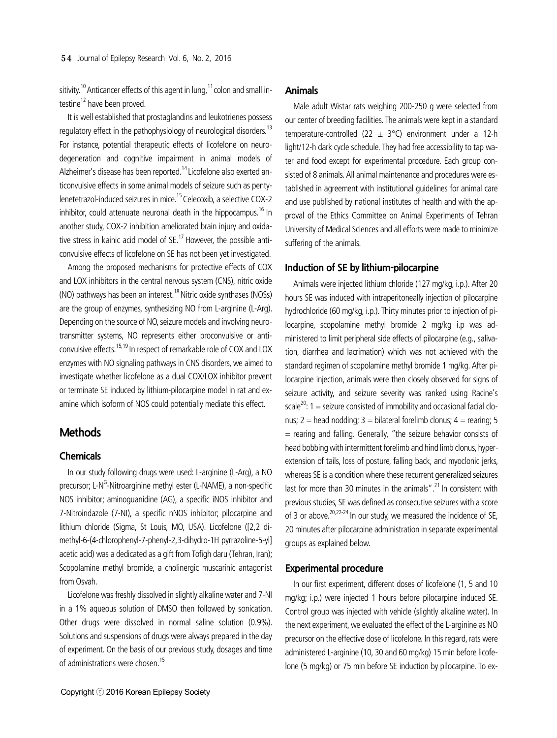sitivity.[10] Anticancer effects of this agent in lung,[11] colon and small intestine[12] have been proved.

It is well established that prostaglandins and leukotrienes possess regulatory effect in the pathophysiology of neurological disorders.[13] For instance, potential therapeutic effects of licofelone on neurodegeneration and cognitive impairment in animal models of Alzheimer's disease has been reported.[14] Licofelone also exerted anticonvulsive effects in some animal models of seizure such as pentylenetetrazol-induced seizures in mice.[15] Celecoxib, a selective COX-2 inhibitor, could attenuate neuronal death in the hippocampus.[16] In another study, COX-2 inhibition ameliorated brain injury and oxidative stress in kainic acid model of SE.[17] However, the possible anticonvulsive effects of licofelone on SE has not been yet investigated.

Among the proposed mechanisms for protective effects of COX and LOX inhibitors in the central nervous system (CNS), nitric oxide (NO) pathways has been an interest.[18] Nitric oxide synthases (NOSs) are the group of enzymes, synthesizing NO from L-arginine (L-Arg). Depending on the source of NO, seizure models and involving neurotransmitter systems, NO represents either proconvulsive or anticonvulsive effects.[15,19] In respect of remarkable role of COX and LOX enzymes with NO signaling pathways in CNS disorders, we aimed to investigate whether licofelone as a dual COX/LOX inhibitor prevent or terminate SE induced by lithium-pilocarpine model in rat and examine which isoform of NOS could potentially mediate this effect.

# Methods

## Chemicals

In our study following drugs were used: L-arginine (L-Arg), a NO precursor; L-$N^G$-Nitroarginine methyl ester (L-NAME), a non-specific NOS inhibitor; aminoguanidine (AG), a specific iNOS inhibitor and 7-Nitroindazole (7-NI), a specific nNOS inhibitor; pilocarpine and lithium chloride (Sigma, St Louis, MO, USA). Licofelone ([2,2 dimethyl-6-(4-chlorophenyl-7-phenyl-2,3-dihydro-1H pyrrazoline-5-yl] acetic acid) was a dedicated as a gift from Tofigh daru (Tehran, Iran); Scopolamine methyl bromide, a cholinergic muscarinic antagonist from Osvah.

Licofelone was freshly dissolved in slightly alkaline water and 7-NI in a 1% aqueous solution of DMSO then followed by sonication. Other drugs were dissolved in normal saline solution (0.9%). Solutions and suspensions of drugs were always prepared in the day of experiment. On the basis of our previous study, dosages and time of administrations were chosen.[15]

## Animals

Male adult Wistar rats weighing 200-250 g were selected from our center of breeding facilities. The animals were kept in a standard temperature-controlled (22 ± 3°C) environment under a 12-h light/12-h dark cycle schedule. They had free accessibility to tap water and food except for experimental procedure. Each group consisted of 8 animals. All animal maintenance and procedures were established in agreement with institutional guidelines for animal care and use published by national institutes of health and with the approval of the Ethics Committee on Animal Experiments of Tehran University of Medical Sciences and all efforts were made to minimize suffering of the animals.

## Induction of SE by lithium-pilocarpine

Animals were injected lithium chloride (127 mg/kg, i.p.). After 20 hours SE was induced with intraperitoneally injection of pilocarpine hydrochloride (60 mg/kg, i.p.). Thirty minutes prior to injection of pilocarpine, scopolamine methyl bromide 2 mg/kg i.p was administered to limit peripheral side effects of pilocarpine (e.g., salivation, diarrhea and lacrimation) which was not achieved with the standard regimen of scopolamine methyl bromide 1 mg/kg. After pilocarpine injection, animals were then closely observed for signs of seizure activity, and seizure severity was ranked using Racine's scale[20]: 1 = seizure consisted of immobility and occasional facial clonus; 2 = head nodding; 3 = bilateral forelimb clonus; 4 = rearing; 5 = rearing and falling. Generally, "the seizure behavior consists of head bobbing with intermittent forelimb and hind limb clonus, hyperextension of tails, loss of posture, falling back, and myoclonic jerks, whereas SE is a condition where these recurrent generalized seizures last for more than 30 minutes in the animals".[21] In consistent with previous studies, SE was defined as consecutive seizures with a score of 3 or above.[20,22-24] In our study, we measured the incidence of SE, 20 minutes after pilocarpine administration in separate experimental groups as explained below.

## Experimental procedure

In our first experiment, different doses of licofelone (1, 5 and 10 mg/kg; i.p.) were injected 1 hours before pilocarpine induced SE. Control group was injected with vehicle (slightly alkaline water). In the next experiment, we evaluated the effect of the L-arginine as NO precursor on the effective dose of licofelone. In this regard, rats were administered L-arginine (10, 30 and 60 mg/kg) 15 min before licofelone (5 mg/kg) or 75 min before SE induction by pilocarpine. To ex-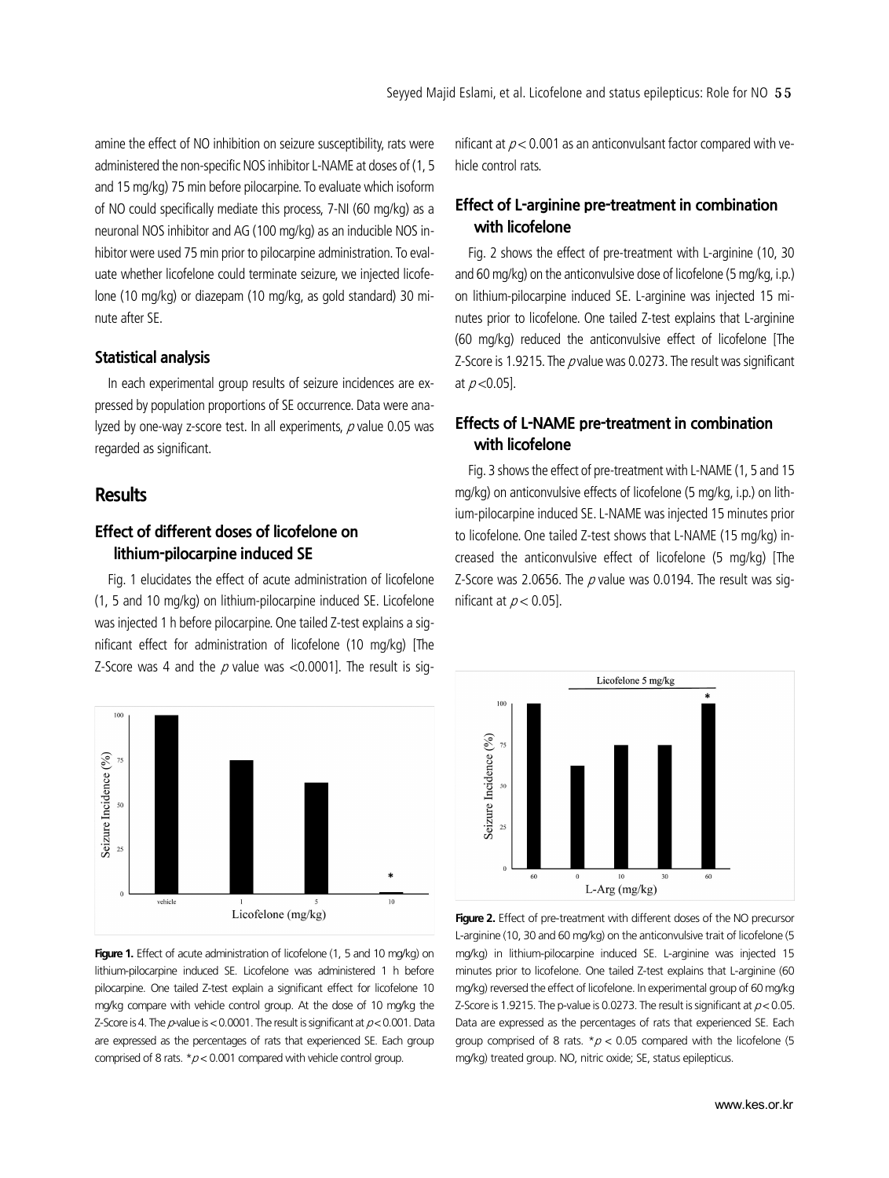amine the effect of NO inhibition on seizure susceptibility, rats were administered the non-specific NOS inhibitor L-NAME at doses of (1, 5 and 15 mg/kg) 75 min before pilocarpine. To evaluate which isoform of NO could specifically mediate this process, 7-NI (60 mg/kg) as a neuronal NOS inhibitor and AG (100 mg/kg) as an inducible NOS inhibitor were used 75 min prior to pilocarpine administration. To evaluate whether licofelone could terminate seizure, we injected licofelone (10 mg/kg) or diazepam (10 mg/kg, as gold standard) 30 minute after SE.

### Statistical analysis

In each experimental group results of seizure incidences are expressed by population proportions of SE occurrence. Data were analyzed by one-way z-score test. In all experiments, $p$ value 0.05 was regarded as significant.

## Results

### Effect of different doses of licofelone on lithium-pilocarpine induced SE

Fig. 1 elucidates the effect of acute administration of licofelone (1, 5 and 10 mg/kg) on lithium-pilocarpine induced SE. Licofelone was injected 1 h before pilocarpine. One tailed Z-test explains a significant effect for administration of licofelone (10 mg/kg) [The Z-Score was 4 and the $p$ value was <0.0001]. The result is significant at $p < 0.001$ as an anticonvulsant factor compared with vehicle control rats.

**Figure 1.** Effect of acute administration of licofelone (1, 5 and 10 mg/kg) on lithium-pilocarpine induced SE. Licofelone was administered 1 h before pilocarpine. One tailed Z-test explain a significant effect for licofelone 10 mg/kg compare with vehicle control group. At the dose of 10 mg/kg the Z-Score is 4. The $p$-value is < 0.0001. The result is significant at $p < 0.001$. Data are expressed as the percentages of rats that experienced SE. Each group comprised of 8 rats. *$p < 0.001$ compared with vehicle control group.

### Effect of L-arginine pre-treatment in combination with licofelone

Fig. 2 shows the effect of pre-treatment with L-arginine (10, 30 and 60 mg/kg) on the anticonvulsive dose of licofelone (5 mg/kg, i.p.) on lithium-pilocarpine induced SE. L-arginine was injected 15 minutes prior to licofelone. One tailed Z-test explains that L-arginine (60 mg/kg) reduced the anticonvulsive effect of licofelone [The Z-Score is 1.9215. The $p$ value was 0.0273. The result was significant at $p < 0.05$].

### Effects of L-NAME pre-treatment in combination with licofelone

Fig. 3 shows the effect of pre-treatment with L-NAME (1, 5 and 15 mg/kg) on anticonvulsive effects of licofelone (5 mg/kg, i.p.) on lithium-pilocarpine induced SE. L-NAME was injected 15 minutes prior to licofelone. One tailed Z-test shows that L-NAME (15 mg/kg) increased the anticonvulsive effect of licofelone (5 mg/kg) [The Z-Score was 2.0656. The $p$ value was 0.0194. The result was significant at $p < 0.05$].

**Figure 2.** Effect of pre-treatment with different doses of the NO precursor L-arginine (10, 30 and 60 mg/kg) on the anticonvulsive trait of licofelone (5 mg/kg) in lithium-pilocarpine induced SE. L-arginine was injected 15 minutes prior to licofelone. One tailed Z-test explains that L-arginine (60 mg/kg) reversed the effect of licofelone. In experimental group of 60 mg/kg Z-Score is 1.9215. The p-value is 0.0273. The result is significant at $p < 0.05$. Data are expressed as the percentages of rats that experienced SE. Each group comprised of 8 rats. *$p < 0.05$ compared with the licofelone (5 mg/kg) treated group. NO, nitric oxide; SE, status epilepticus.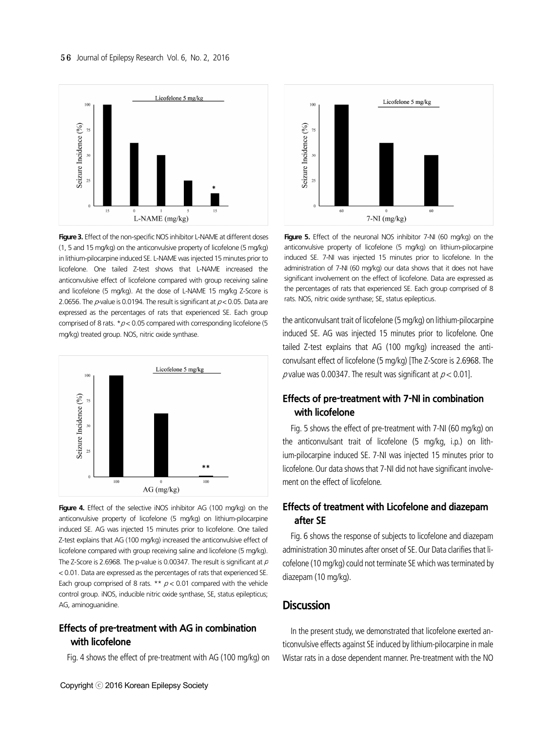**Figure 3.** Effect of the non-specific NOS inhibitor L-NAME at different doses (1, 5 and 15 mg/kg) on the anticonvulsive property of licofelone (5 mg/kg) in lithium-pilocarpine induced SE. L-NAME was injected 15 minutes prior to licofelone. One tailed Z-test shows that L-NAME increased the anticonvulsive effect of licofelone compared with group receiving saline and licofelone (5 mg/kg). At the dose of L-NAME 15 mg/kg Z-Score is 2.0656. The $p$-value is 0.0194. The result is significant at $p < 0.05$. Data are expressed as the percentages of rats that experienced SE. Each group comprised of 8 rats. * $p < 0.05$ compared with corresponding licofelone (5 mg/kg) treated group. NOS, nitric oxide synthase.

**Figure 4.** Effect of the selective iNOS inhibitor AG (100 mg/kg) on the anticonvulsive property of licofelone (5 mg/kg) on lithium-pilocarpine induced SE. AG was injected 15 minutes prior to licofelone. One tailed Z-test explains that AG (100 mg/kg) increased the anticonvulsive effect of licofelone compared with group receiving saline and licofelone (5 mg/kg). The Z-Score is 2.6968. The p-value is 0.00347. The result is significant at $p < 0.01$. Data are expressed as the percentages of rats that experienced SE. Each group comprised of 8 rats. ** $p < 0.01$ compared with the vehicle control group. iNOS, inducible nitric oxide synthase, SE, status epilepticus; AG, aminoguanidine.

## Effects of pre-treatment with AG in combination with licofelone

Fig. 4 shows the effect of pre-treatment with AG (100 mg/kg) on the anticonvulsant trait of licofelone (5 mg/kg) on lithium-pilocarpine induced SE. AG was injected 15 minutes prior to licofelone. One tailed Z-test explains that AG (100 mg/kg) increased the anticonvulsant effect of licofelone (5 mg/kg) [The Z-Score is 2.6968. The $p$ value was 0.00347. The result was significant at $p < 0.01$].

**Figure 5.** Effect of the neuronal NOS inhibitor 7-NI (60 mg/kg) on the anticonvulsive property of licofelone (5 mg/kg) on lithium-pilocarpine induced SE. 7-NI was injected 15 minutes prior to licofelone. In the administration of 7-NI (60 mg/kg) our data shows that it does not have significant involvement on the effect of licofelone. Data are expressed as the percentages of rats that experienced SE. Each group comprised of 8 rats. NOS, nitric oxide synthase; SE, status epilepticus.

## Effects of pre-treatment with 7-NI in combination with licofelone

Fig. 5 shows the effect of pre-treatment with 7-NI (60 mg/kg) on the anticonvulsant trait of licofelone (5 mg/kg, i.p.) on lithium-pilocarpine induced SE. 7-NI was injected 15 minutes prior to licofelone. Our data shows that 7-NI did not have significant involvement on the effect of licofelone.

## Effects of treatment with Licofelone and diazepam after SE

Fig. 6 shows the response of subjects to licofelone and diazepam administration 30 minutes after onset of SE. Our Data clarifies that licofelone (10 mg/kg) could not terminate SE which was terminated by diazepam (10 mg/kg).

# Discussion

In the present study, we demonstrated that licofelone exerted anticonvulsive effects against SE induced by lithium-pilocarpine in male Wistar rats in a dose dependent manner. Pre-treatment with the NO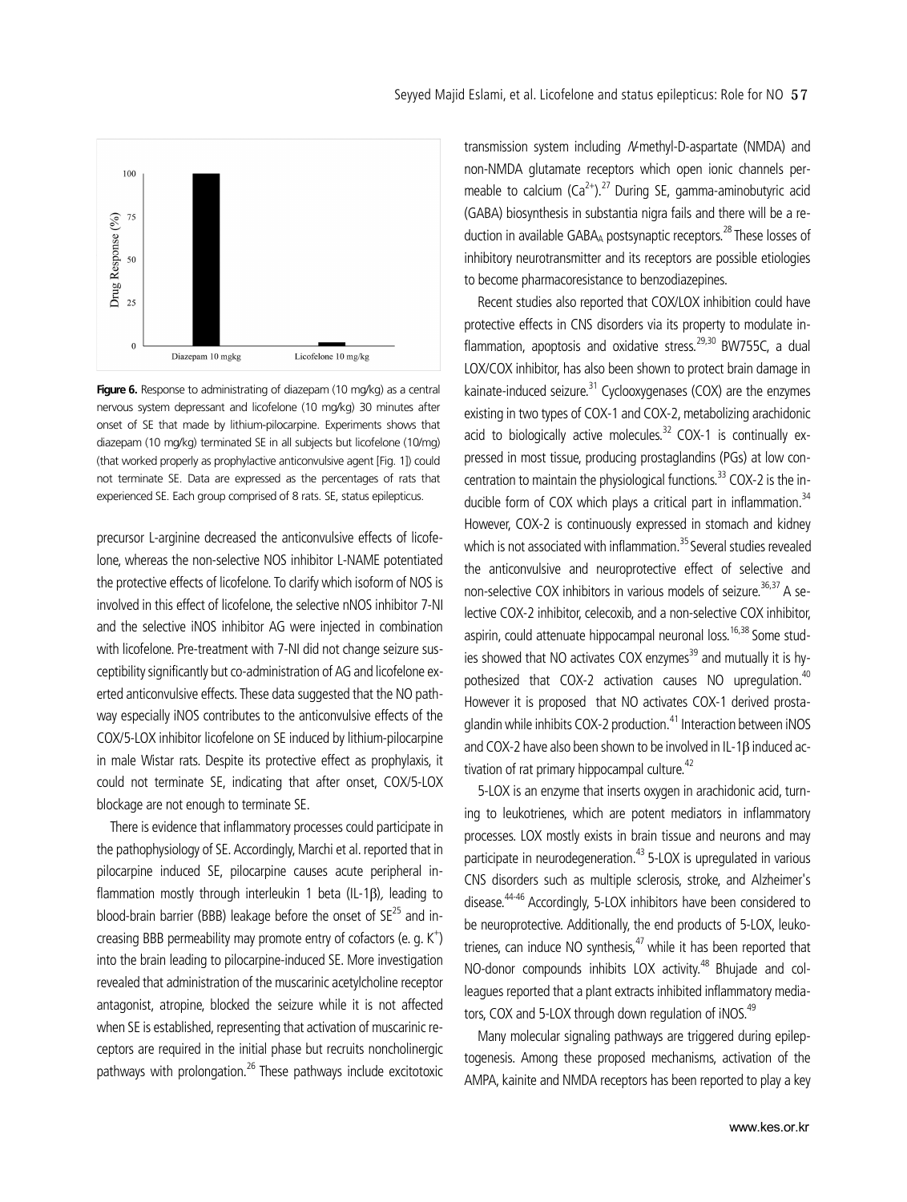**Figure 6.** Response to administrating of diazepam (10 mg/kg) as a central nervous system depressant and licofelone (10 mg/kg) 30 minutes after onset of SE that made by lithium-pilocarpine. Experiments shows that diazepam (10 mg/kg) terminated SE in all subjects but licofelone (10/mg) (that worked properly as prophylactive anticonvulsive agent [Fig. 1]) could not terminate SE. Data are expressed as the percentages of rats that experienced SE. Each group comprised of 8 rats. SE, status epilepticus.

precursor L-arginine decreased the anticonvulsive effects of licofelone, whereas the non-selective NOS inhibitor L-NAME potentiated the protective effects of licofelone. To clarify which isoform of NOS is involved in this effect of licofelone, the selective nNOS inhibitor 7-NI and the selective iNOS inhibitor AG were injected in combination with licofelone. Pre-treatment with 7-NI did not change seizure susceptibility significantly but co-administration of AG and licofelone exerted anticonvulsive effects. These data suggested that the NO pathway especially iNOS contributes to the anticonvulsive effects of the COX/5-LOX inhibitor licofelone on SE induced by lithium-pilocarpine in male Wistar rats. Despite its protective effect as prophylaxis, it could not terminate SE, indicating that after onset, COX/5-LOX blockage are not enough to terminate SE.

There is evidence that inflammatory processes could participate in the pathophysiology of SE. Accordingly, Marchi et al. reported that in pilocarpine induced SE, pilocarpine causes acute peripheral inflammation mostly through interleukin 1 beta (IL-1β), leading to blood-brain barrier (BBB) leakage before the onset of SE[25] and increasing BBB permeability may promote entry of cofactors (e. g. $K^+$) into the brain leading to pilocarpine-induced SE. More investigation revealed that administration of the muscarinic acetylcholine receptor antagonist, atropine, blocked the seizure while it is not affected when SE is established, representing that activation of muscarinic receptors are required in the initial phase but recruits noncholinergic pathways with prolongation.[26] These pathways include excitotoxic transmission system including *N*-methyl-D-aspartate (NMDA) and non-NMDA glutamate receptors which open ionic channels permeable to calcium ($Ca^{2+}$).[27] During SE, gamma-aminobutyric acid (GABA) biosynthesis in substantia nigra fails and there will be a reduction in available $GABA_A$ postsynaptic receptors.[28] These losses of inhibitory neurotransmitter and its receptors are possible etiologies to become pharmacoresistance to benzodiazepines.

Recent studies also reported that COX/LOX inhibition could have protective effects in CNS disorders via its property to modulate inflammation, apoptosis and oxidative stress.[29,30] BW755C, a dual LOX/COX inhibitor, has also been shown to protect brain damage in kainate-induced seizure.[31] Cyclooxygenases (COX) are the enzymes existing in two types of COX-1 and COX-2, metabolizing arachidonic acid to biologically active molecules.[32] COX-1 is continually expressed in most tissue, producing prostaglandins (PGs) at low concentration to maintain the physiological functions.[33] COX-2 is the inducible form of COX which plays a critical part in inflammation.[34] However, COX-2 is continuously expressed in stomach and kidney which is not associated with inflammation.[35] Several studies revealed the anticonvulsive and neuroprotective effect of selective and non-selective COX inhibitors in various models of seizure.[36,37] A selective COX-2 inhibitor, celecoxib, and a non-selective COX inhibitor, aspirin, could attenuate hippocampal neuronal loss.[16,38] Some studies showed that NO activates COX enzymes[39] and mutually it is hypothesized that COX-2 activation causes NO upregulation.[40] However it is proposed that NO activates COX-1 derived prostaglandin while inhibits COX-2 production.[41] Interaction between iNOS and COX-2 have also been shown to be involved in IL-1β induced activation of rat primary hippocampal culture.[42]

5-LOX is an enzyme that inserts oxygen in arachidonic acid, turning to leukotrienes, which are potent mediators in inflammatory processes. LOX mostly exists in brain tissue and neurons and may participate in neurodegeneration.[43] 5-LOX is upregulated in various CNS disorders such as multiple sclerosis, stroke, and Alzheimer's disease.[44-46] Accordingly, 5-LOX inhibitors have been considered to be neuroprotective. Additionally, the end products of 5-LOX, leukotrienes, can induce NO synthesis,[47] while it has been reported that NO-donor compounds inhibits LOX activity.[48] Bhujade and colleagues reported that a plant extracts inhibited inflammatory mediators, COX and 5-LOX through down regulation of iNOS.[49]

Many molecular signaling pathways are triggered during epileptogenesis. Among these proposed mechanisms, activation of the AMPA, kainite and NMDA receptors has been reported to play a key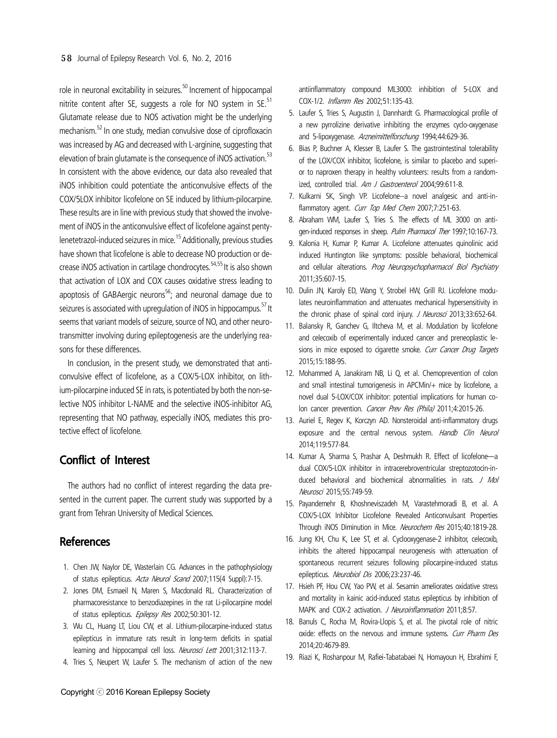role in neuronal excitability in seizures.[50] Increment of hippocampal nitrite content after SE, suggests a role for NO system in SE.[51] Glutamate release due to NOS activation might be the underlying mechanism.[52] In one study, median convulsive dose of ciprofloxacin was increased by AG and decreased with L-arginine, suggesting that elevation of brain glutamate is the consequence of iNOS activation.[53] In consistent with the above evidence, our data also revealed that iNOS inhibition could potentiate the anticonvulsive effects of the COX/5LOX inhibitor licofelone on SE induced by lithium-pilocarpine. These results are in line with previous study that showed the involvement of iNOS in the anticonvulsive effect of licofelone against pentylenetetrazol-induced seizures in mice.[15] Additionally, previous studies have shown that licofelone is able to decrease NO production or decrease iNOS activation in cartilage chondrocytes.[54,55] It is also shown that activation of LOX and COX causes oxidative stress leading to apoptosis of GABAergic neurons[56]; and neuronal damage due to seizures is associated with upregulation of iNOS in hippocampus.[57] It seems that variant models of seizure, source of NO, and other neurotransmitter involving during epileptogenesis are the underlying reasons for these differences.

In conclusion, in the present study, we demonstrated that anticonvulsive effect of licofelone, as a COX/5-LOX inhibitor, on lithium-pilocarpine induced SE in rats, is potentiated by both the non-selective NOS inhibitor L-NAME and the selective iNOS-inhibitor AG, representing that NO pathway, especially iNOS, mediates this protective effect of licofelone.

## Conflict of Interest

The authors had no conflict of interest regarding the data presented in the current paper. The current study was supported by a grant from Tehran University of Medical Sciences.

## References

1. Chen JW, Naylor DE, Wasterlain CG. Advances in the pathophysiology of status epilepticus. *Acta Neurol Scand* 2007;115(4 Suppl):7-15.
2. Jones DM, Esmaeil N, Maren S, Macdonald RL. Characterization of pharmacoresistance to benzodiazepines in the rat Li-pilocarpine model of status epilepticus. *Epilepsy Res* 2002;50:301-12.
3. Wu CL, Huang LT, Liou CW, et al. Lithium-pilocarpine-induced status epilepticus in immature rats result in long-term deficits in spatial learning and hippocampal cell loss. *Neurosci Lett* 2001;312:113-7.
4. Tries S, Neupert W, Laufer S. The mechanism of action of the new antiinflammatory compound ML3000: inhibition of 5-LOX and COX-1/2. *Inflamm Res* 2002;51:135-43.
5. Laufer S, Tries S, Augustin J, Dannhardt G. Pharmacological profile of a new pyrrolizine derivative inhibiting the enzymes cyclo-oxygenase and 5-lipoxygenase. *Arzneimittelforschung* 1994;44:629-36.
6. Bias P, Buchner A, Klesser B, Laufer S. The gastrointestinal tolerability of the LOX/COX inhibitor, licofelone, is similar to placebo and superior to naproxen therapy in healthy volunteers: results from a randomized, controlled trial. *Am J Gastroenterol* 2004;99:611-8.
7. Kulkarni SK, Singh VP. Licofelone--a novel analgesic and anti-inflammatory agent. *Curr Top Med Chem* 2007;7:251-63.
8. Abraham WM, Laufer S, Tries S. The effects of ML 3000 on antigen-induced responses in sheep. *Pulm Pharmacol Ther* 1997;10:167-73.
9. Kalonia H, Kumar P, Kumar A. Licofelone attenuates quinolinic acid induced Huntington like symptoms: possible behavioral, biochemical and cellular alterations. *Prog Neuropsychopharmacol Biol Psychiatry* 2011;35:607-15.
10. Dulin JN, Karoly ED, Wang Y, Strobel HW, Grill RJ. Licofelone modulates neuroinflammation and attenuates mechanical hypersensitivity in the chronic phase of spinal cord injury. *J Neurosci* 2013;33:652-64.
11. Balansky R, Ganchev G, Iltcheva M, et al. Modulation by licofelone and celecoxib of experimentally induced cancer and preneoplastic lesions in mice exposed to cigarette smoke. *Curr Cancer Drug Targets* 2015;15:188-95.
12. Mohammed A, Janakiram NB, Li Q, et al. Chemoprevention of colon and small intestinal tumorigenesis in APCMin/+ mice by licofelone, a novel dual 5-LOX/COX inhibitor: potential implications for human colon cancer prevention. *Cancer Prev Res (Phila)* 2011;4:2015-26.
13. Auriel E, Regev K, Korczyn AD. Nonsteroidal anti-inflammatory drugs exposure and the central nervous system. *Handb Clin Neurol* 2014;119:577-84.
14. Kumar A, Sharma S, Prashar A, Deshmukh R. Effect of licofelone—a dual COX/5-LOX inhibitor in intracerebroventricular streptozotocin-induced behavioral and biochemical abnormalities in rats. *J Mol Neurosci* 2015;55:749-59.
15. Payandemehr B, Khoshneviszadeh M, Varastehmoradi B, et al. A COX/5-LOX Inhibitor Licofelone Revealed Anticonvulsant Properties Through iNOS Diminution in Mice. *Neurochem Res* 2015;40:1819-28.
16. Jung KH, Chu K, Lee ST, et al. Cyclooxygenase-2 inhibitor, celecoxib, inhibits the altered hippocampal neurogenesis with attenuation of spontaneous recurrent seizures following pilocarpine-induced status epilepticus. *Neurobiol Dis* 2006;23:237-46.
17. Hsieh PF, Hou CW, Yao PW, et al. Sesamin ameliorates oxidative stress and mortality in kainic acid-induced status epilepticus by inhibition of MAPK and COX-2 activation. *J Neuroinflammation* 2011;8:57.
18. Banuls C, Rocha M, Rovira-Llopis S, et al. The pivotal role of nitric oxide: effects on the nervous and immune systems. *Curr Pharm Des* 2014;20:4679-89.
19. Riazi K, Roshanpour M, Rafiei-Tabatabaei N, Homayoun H, Ebrahimi F,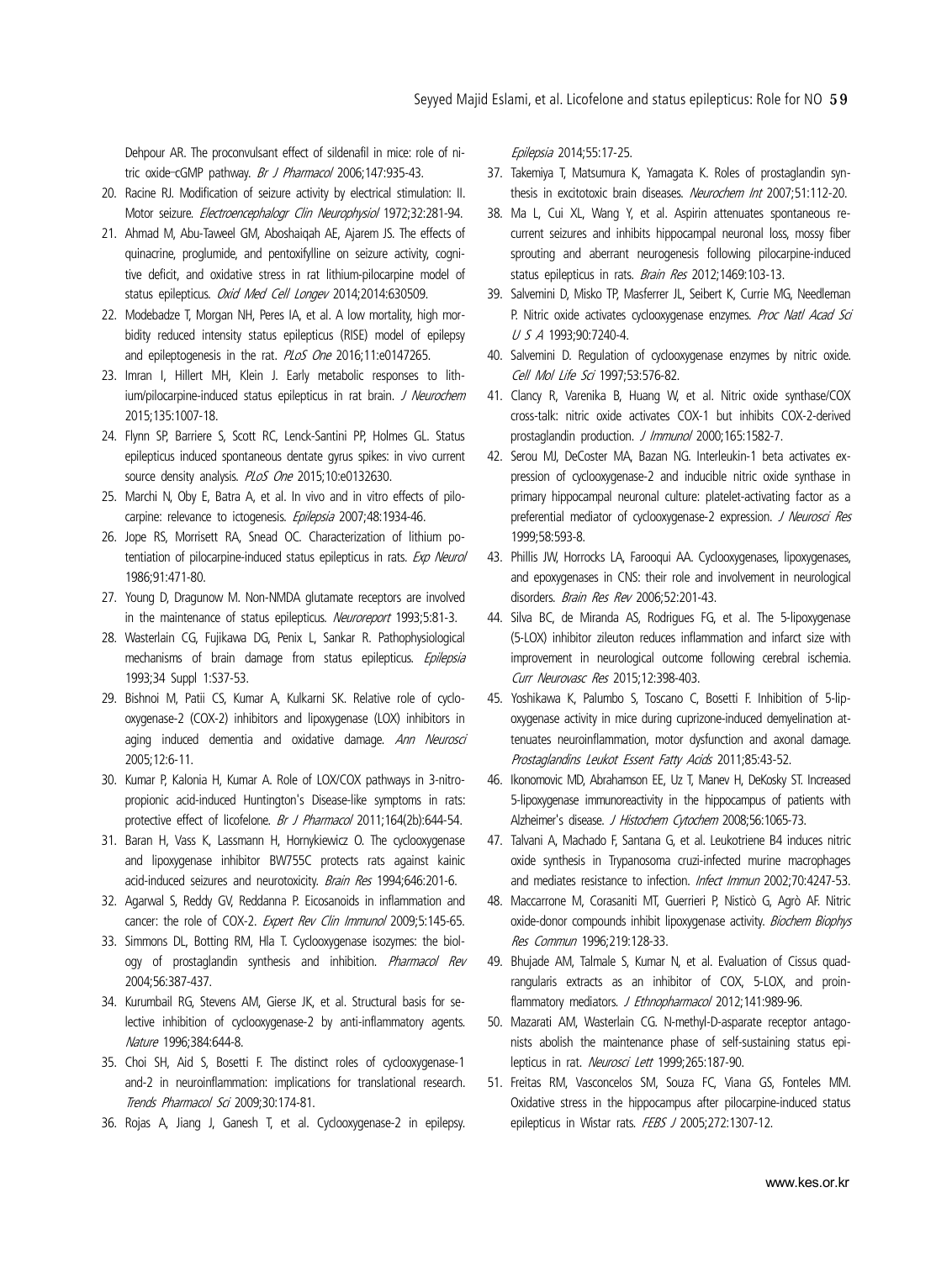Dehpour AR. The proconvulsant effect of sildenafil in mice: role of nitric oxide-cGMP pathway. *Br J Pharmacol* 2006;147:935-43.

20. Racine RJ. Modification of seizure activity by electrical stimulation: II. Motor seizure. *Electroencephalogr Clin Neurophysiol* 1972;32:281-94.
21. Ahmad M, Abu-Taweel GM, Aboshaiqah AE, Ajarem JS. The effects of quinacrine, proglumide, and pentoxifylline on seizure activity, cognitive deficit, and oxidative stress in rat lithium-pilocarpine model of status epilepticus. *Oxid Med Cell Longev* 2014;2014:630509.
22. Modebadze T, Morgan NH, Peres IA, et al. A low mortality, high morbidity reduced intensity status epilepticus (RISE) model of epilepsy and epileptogenesis in the rat. *PLoS One* 2016;11:e0147265.
23. Imran I, Hillert MH, Klein J. Early metabolic responses to lithium/pilocarpine-induced status epilepticus in rat brain. *J Neurochem* 2015;135:1007-18.
24. Flynn SP, Barriere S, Scott RC, Lenck-Santini PP, Holmes GL. Status epilepticus induced spontaneous dentate gyrus spikes: in vivo current source density analysis. *PLoS One* 2015;10:e0132630.
25. Marchi N, Oby E, Batra A, et al. In vivo and in vitro effects of pilocarpine: relevance to ictogenesis. *Epilepsia* 2007;48:1934-46.
26. Jope RS, Morrisett RA, Snead OC. Characterization of lithium potentiation of pilocarpine-induced status epilepticus in rats. *Exp Neurol* 1986;91:471-80.
27. Young D, Dragunow M. Non-NMDA glutamate receptors are involved in the maintenance of status epilepticus. *Neuroreport* 1993;5:81-3.
28. Wasterlain CG, Fujikawa DG, Penix L, Sankar R. Pathophysiological mechanisms of brain damage from status epilepticus. *Epilepsia* 1993;34 Suppl 1:S37-53.
29. Bishnoi M, Patii CS, Kumar A, Kulkarni SK. Relative role of cyclooxygenase-2 (COX-2) inhibitors and lipoxygenase (LOX) inhibitors in aging induced dementia and oxidative damage. *Ann Neurosci* 2005;12:6-11.
30. Kumar P, Kalonia H, Kumar A. Role of LOX/COX pathways in 3-nitropropionic acid-induced Huntington's Disease-like symptoms in rats: protective effect of licofelone. *Br J Pharmacol* 2011;164(2b):644-54.
31. Baran H, Vass K, Lassmann H, Hornykiewicz O. The cyclooxygenase and lipoxygenase inhibitor BW755C protects rats against kainic acid-induced seizures and neurotoxicity. *Brain Res* 1994;646:201-6.
32. Agarwal S, Reddy GV, Reddanna P. Eicosanoids in inflammation and cancer: the role of COX-2. *Expert Rev Clin Immunol* 2009;5:145-65.
33. Simmons DL, Botting RM, Hla T. Cyclooxygenase isozymes: the biology of prostaglandin synthesis and inhibition. *Pharmacol Rev* 2004;56:387-437.
34. Kurumbail RG, Stevens AM, Gierse JK, et al. Structural basis for selective inhibition of cyclooxygenase-2 by anti-inflammatory agents. *Nature* 1996;384:644-8.
35. Choi SH, Aid S, Bosetti F. The distinct roles of cyclooxygenase-1 and-2 in neuroinflammation: implications for translational research. *Trends Pharmacol Sci* 2009;30:174-81.
36. Rojas A, Jiang J, Ganesh T, et al. Cyclooxygenase-2 in epilepsy. *Epilepsia* 2014;55:17-25.
37. Takemiya T, Matsumura K, Yamagata K. Roles of prostaglandin synthesis in excitotoxic brain diseases. *Neurochem Int* 2007;51:112-20.
38. Ma L, Cui XL, Wang Y, et al. Aspirin attenuates spontaneous recurrent seizures and inhibits hippocampal neuronal loss, mossy fiber sprouting and aberrant neurogenesis following pilocarpine-induced status epilepticus in rats. *Brain Res* 2012;1469:103-13.
39. Salvemini D, Misko TP, Masferrer JL, Seibert K, Currie MG, Needleman P. Nitric oxide activates cyclooxygenase enzymes. *Proc Natl Acad Sci U S A* 1993;90:7240-4.
40. Salvemini D. Regulation of cyclooxygenase enzymes by nitric oxide. *Cell Mol Life Sci* 1997;53:576-82.
41. Clancy R, Varenika B, Huang W, et al. Nitric oxide synthase/COX cross-talk: nitric oxide activates COX-1 but inhibits COX-2-derived prostaglandin production. *J Immunol* 2000;165:1582-7.
42. Serou MJ, DeCoster MA, Bazan NG. Interleukin-1 beta activates expression of cyclooxygenase-2 and inducible nitric oxide synthase in primary hippocampal neuronal culture: platelet-activating factor as a preferential mediator of cyclooxygenase-2 expression. *J Neurosci Res* 1999;58:593-8.
43. Phillis JW, Horrocks LA, Farooqui AA. Cyclooxygenases, lipoxygenases, and epoxygenases in CNS: their role and involvement in neurological disorders. *Brain Res Rev* 2006;52:201-43.
44. Silva BC, de Miranda AS, Rodrigues FG, et al. The 5-lipoxygenase (5-LOX) inhibitor zileuton reduces inflammation and infarct size with improvement in neurological outcome following cerebral ischemia. *Curr Neurovasc Res* 2015;12:398-403.
45. Yoshikawa K, Palumbo S, Toscano C, Bosetti F. Inhibition of 5-lipoxygenase activity in mice during cuprizone-induced demyelination attenuates neuroinflammation, motor dysfunction and axonal damage. *Prostaglandins Leukot Essent Fatty Acids* 2011;85:43-52.
46. Ikonomovic MD, Abrahamson EE, Uz T, Manev H, DeKosky ST. Increased 5-lipoxygenase immunoreactivity in the hippocampus of patients with Alzheimer's disease. *J Histochem Cytochem* 2008;56:1065-73.
47. Talvani A, Machado F, Santana G, et al. Leukotriene B4 induces nitric oxide synthesis in Trypanosoma cruzi-infected murine macrophages and mediates resistance to infection. *Infect Immun* 2002;70:4247-53.
48. Maccarrone M, Corasaniti MT, Guerrieri P, Nisticò G, Agrò AF. Nitric oxide-donor compounds inhibit lipoxygenase activity. *Biochem Biophys Res Commun* 1996;219:128-33.
49. Bhujade AM, Talmale S, Kumar N, et al. Evaluation of Cissus quadrangularis extracts as an inhibitor of COX, 5-LOX, and proinflammatory mediators. *J Ethnopharmacol* 2012;141:989-96.
50. Mazarati AM, Wasterlain CG. N-methyl-D-asparate receptor antagonists abolish the maintenance phase of self-sustaining status epilepticus in rat. *Neurosci Lett* 1999;265:187-90.
51. Freitas RM, Vasconcelos SM, Souza FC, Viana GS, Fonteles MM. Oxidative stress in the hippocampus after pilocarpine-induced status epilepticus in Wistar rats. *FEBS J* 2005;272:1307-12.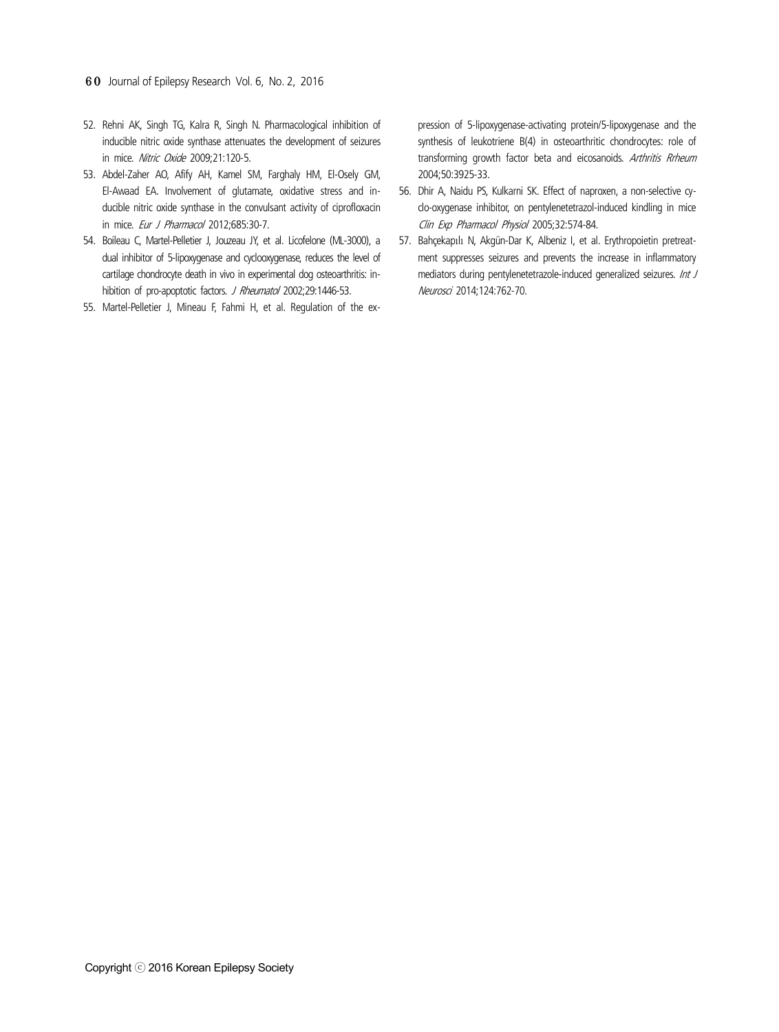52. Rehni AK, Singh TG, Kalra R, Singh N. Pharmacological inhibition of inducible nitric oxide synthase attenuates the development of seizures in mice. *Nitric Oxide* 2009;21:120-5.
53. Abdel-Zaher AO, Afify AH, Kamel SM, Farghaly HM, El-Osely GM, El-Awaad EA. Involvement of glutamate, oxidative stress and inducible nitric oxide synthase in the convulsant activity of ciprofloxacin in mice. *Eur J Pharmacol* 2012;685:30-7.
54. Boileau C, Martel-Pelletier J, Jouzeau JY, et al. Licofelone (ML-3000), a dual inhibitor of 5-lipoxygenase and cyclooxygenase, reduces the level of cartilage chondrocyte death in vivo in experimental dog osteoarthritis: inhibition of pro-apoptotic factors. *J Rheumatol* 2002;29:1446-53.
55. Martel-Pelletier J, Mineau F, Fahmi H, et al. Regulation of the expression of 5-lipoxygenase-activating protein/5-lipoxygenase and the synthesis of leukotriene B(4) in osteoarthritic chondrocytes: role of transforming growth factor beta and eicosanoids. *Arthritis Rrheum* 2004;50:3925-33.
56. Dhir A, Naidu PS, Kulkarni SK. Effect of naproxen, a non-selective cyclo-oxygenase inhibitor, on pentylenetetrazol-induced kindling in mice *Clin Exp Pharmacol Physiol* 2005;32:574-84.
57. Bahçekapılı N, Akgün-Dar K, Albeniz I, et al. Erythropoietin pretreatment suppresses seizures and prevents the increase in inflammatory mediators during pentylenetetrazole-induced generalized seizures. *Int J Neurosci* 2014;124:762-70.